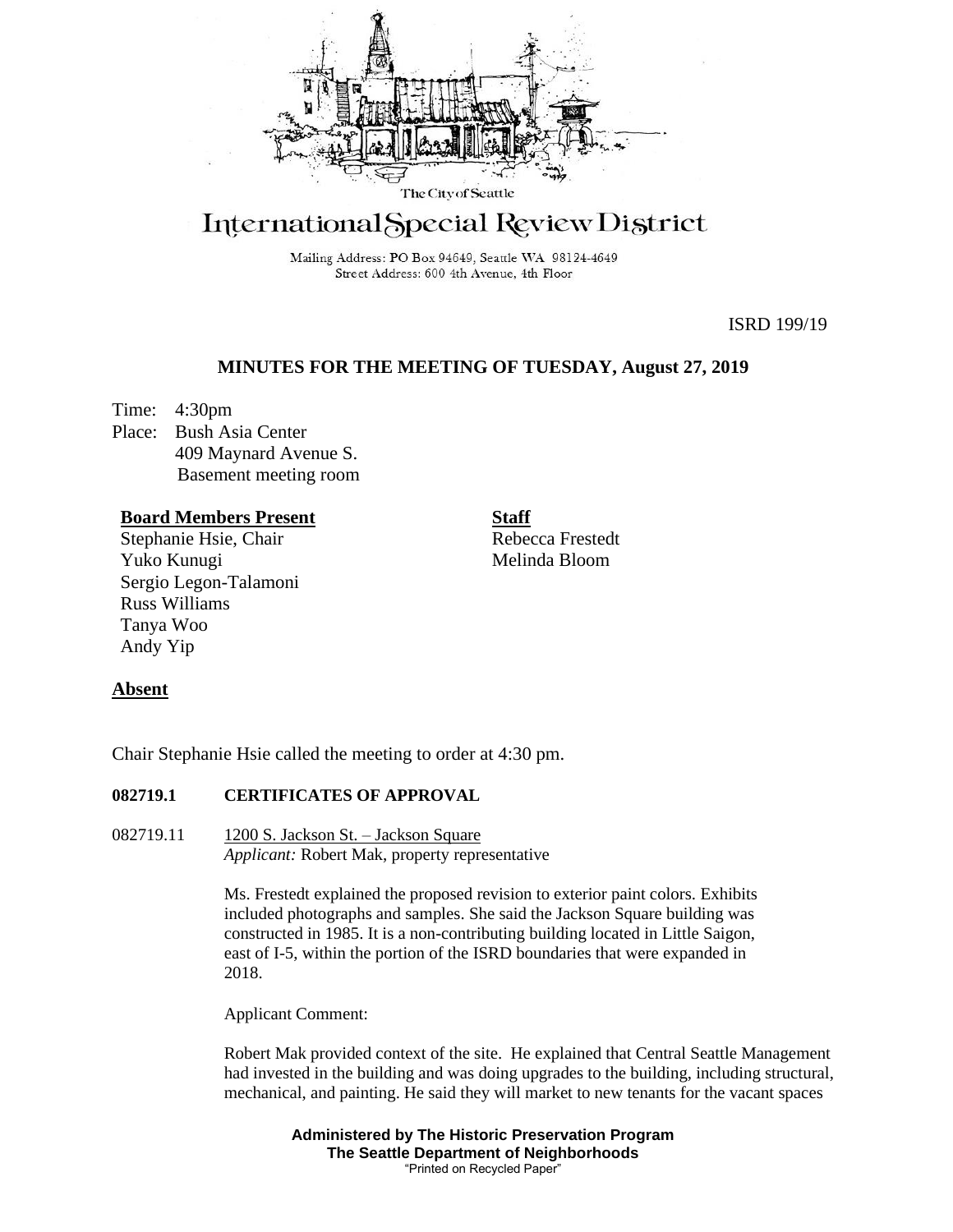The City of Seattle

# International Special Review District

Mailing Address: PO Box 94649, Seattle WA 98124-4649
Street Address: 600 4th Avenue, 4th Floor

ISRD 199/19

## MINUTES FOR THE MEETING OF TUESDAY, August 27, 2019

Time: 4:30pm
Place: Bush Asia Center
409 Maynard Avenue S.
Basement meeting room

**Board Members Present**
Stephanie Hsie, Chair
Yuko Kunugi
Sergio Legon-Talamoni
Russ Williams
Tanya Woo
Andy Yip

**Staff**
Rebecca Frestedt
Melinda Bloom

**Absent**

Chair Stephanie Hsie called the meeting to order at 4:30 pm.

### 082719.1 CERTIFICATES OF APPROVAL

082719.11 1200 S. Jackson St. – Jackson Square
*Applicant:* Robert Mak, property representative

Ms. Frestedt explained the proposed revision to exterior paint colors. Exhibits included photographs and samples. She said the Jackson Square building was constructed in 1985. It is a non-contributing building located in Little Saigon, east of I-5, within the portion of the ISRD boundaries that were expanded in 2018.

Applicant Comment:

Robert Mak provided context of the site. He explained that Central Seattle Management had invested in the building and was doing upgrades to the building, including structural, mechanical, and painting. He said they will market to new tenants for the vacant spaces

**Administered by The Historic Preservation Program**
**The Seattle Department of Neighborhoods**
"Printed on Recycled Paper"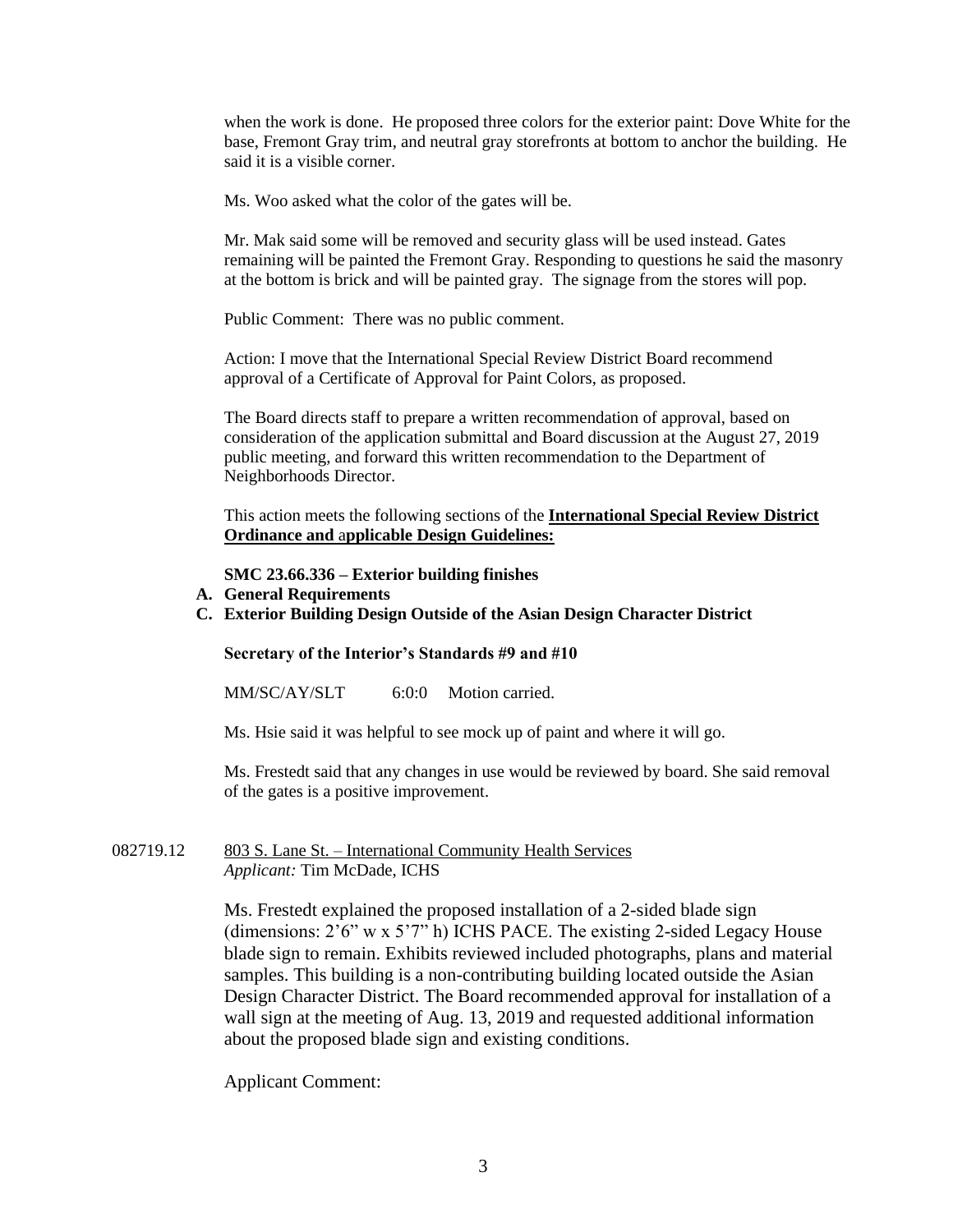when the work is done. He proposed three colors for the exterior paint: Dove White for the base, Fremont Gray trim, and neutral gray storefronts at bottom to anchor the building. He said it is a visible corner.

Ms. Woo asked what the color of the gates will be.

Mr. Mak said some will be removed and security glass will be used instead. Gates remaining will be painted the Fremont Gray. Responding to questions he said the masonry at the bottom is brick and will be painted gray. The signage from the stores will pop.

Public Comment: There was no public comment.

Action: I move that the International Special Review District Board recommend approval of a Certificate of Approval for Paint Colors, as proposed.

The Board directs staff to prepare a written recommendation of approval, based on consideration of the application submittal and Board discussion at the August 27, 2019 public meeting, and forward this written recommendation to the Department of Neighborhoods Director.

This action meets the following sections of the **International Special Review District Ordinance and applicable Design Guidelines:**

**SMC 23.66.336 – Exterior building finishes**

**A. General Requirements**

**C. Exterior Building Design Outside of the Asian Design Character District**

**Secretary of the Interior's Standards #9 and #10**

MM/SC/AY/SLT 6:0:0 Motion carried.

Ms. Hsie said it was helpful to see mock up of paint and where it will go.

Ms. Frestedt said that any changes in use would be reviewed by board. She said removal of the gates is a positive improvement.

082719.12 803 S. Lane St. – International Community Health Services
*Applicant:* Tim McDade, ICHS

Ms. Frestedt explained the proposed installation of a 2-sided blade sign (dimensions: 2'6" w x 5'7" h) ICHS PACE. The existing 2-sided Legacy House blade sign to remain. Exhibits reviewed included photographs, plans and material samples. This building is a non-contributing building located outside the Asian Design Character District. The Board recommended approval for installation of a wall sign at the meeting of Aug. 13, 2019 and requested additional information about the proposed blade sign and existing conditions.

Applicant Comment: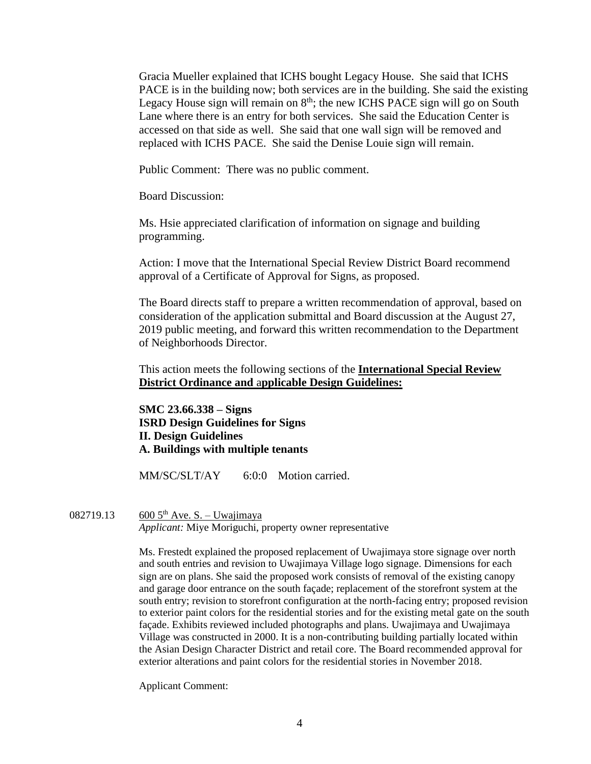Gracia Mueller explained that ICHS bought Legacy House. She said that ICHS PACE is in the building now; both services are in the building. She said the existing Legacy House sign will remain on 8th; the new ICHS PACE sign will go on South Lane where there is an entry for both services. She said the Education Center is accessed on that side as well. She said that one wall sign will be removed and replaced with ICHS PACE. She said the Denise Louie sign will remain.

Public Comment: There was no public comment.

Board Discussion:

Ms. Hsie appreciated clarification of information on signage and building programming.

Action: I move that the International Special Review District Board recommend approval of a Certificate of Approval for Signs, as proposed.

The Board directs staff to prepare a written recommendation of approval, based on consideration of the application submittal and Board discussion at the August 27, 2019 public meeting, and forward this written recommendation to the Department of Neighborhoods Director.

This action meets the following sections of the **International Special Review District Ordinance and applicable Design Guidelines:**

**SMC 23.66.338 – Signs**
**ISRD Design Guidelines for Signs**
**II. Design Guidelines**
**A. Buildings with multiple tenants**

MM/SC/SLT/AY 6:0:0 Motion carried.

082719.13 600 5th Ave. S. – Uwajimaya
*Applicant:* Miye Moriguchi, property owner representative

Ms. Frestedt explained the proposed replacement of Uwajimaya store signage over north and south entries and revision to Uwajimaya Village logo signage. Dimensions for each sign are on plans. She said the proposed work consists of removal of the existing canopy and garage door entrance on the south façade; replacement of the storefront system at the south entry; revision to storefront configuration at the north-facing entry; proposed revision to exterior paint colors for the residential stories and for the existing metal gate on the south façade. Exhibits reviewed included photographs and plans. Uwajimaya and Uwajimaya Village was constructed in 2000. It is a non-contributing building partially located within the Asian Design Character District and retail core. The Board recommended approval for exterior alterations and paint colors for the residential stories in November 2018.

Applicant Comment: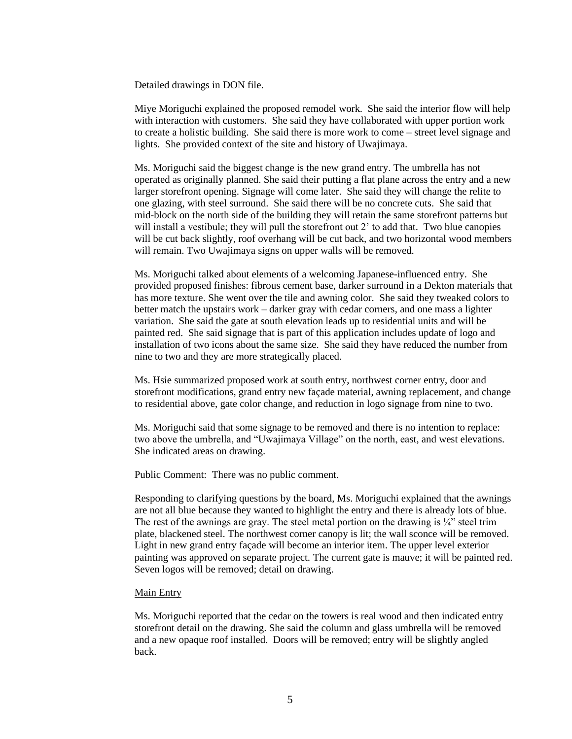Detailed drawings in DON file.

Miye Moriguchi explained the proposed remodel work. She said the interior flow will help with interaction with customers. She said they have collaborated with upper portion work to create a holistic building. She said there is more work to come – street level signage and lights. She provided context of the site and history of Uwajimaya.

Ms. Moriguchi said the biggest change is the new grand entry. The umbrella has not operated as originally planned. She said their putting a flat plane across the entry and a new larger storefront opening. Signage will come later. She said they will change the relite to one glazing, with steel surround. She said there will be no concrete cuts. She said that mid-block on the north side of the building they will retain the same storefront patterns but will install a vestibule; they will pull the storefront out 2' to add that. Two blue canopies will be cut back slightly, roof overhang will be cut back, and two horizontal wood members will remain. Two Uwajimaya signs on upper walls will be removed.

Ms. Moriguchi talked about elements of a welcoming Japanese-influenced entry. She provided proposed finishes: fibrous cement base, darker surround in a Dekton materials that has more texture. She went over the tile and awning color. She said they tweaked colors to better match the upstairs work – darker gray with cedar corners, and one mass a lighter variation. She said the gate at south elevation leads up to residential units and will be painted red. She said signage that is part of this application includes update of logo and installation of two icons about the same size. She said they have reduced the number from nine to two and they are more strategically placed.

Ms. Hsie summarized proposed work at south entry, northwest corner entry, door and storefront modifications, grand entry new façade material, awning replacement, and change to residential above, gate color change, and reduction in logo signage from nine to two.

Ms. Moriguchi said that some signage to be removed and there is no intention to replace: two above the umbrella, and "Uwajimaya Village" on the north, east, and west elevations. She indicated areas on drawing.

Public Comment: There was no public comment.

Responding to clarifying questions by the board, Ms. Moriguchi explained that the awnings are not all blue because they wanted to highlight the entry and there is already lots of blue. The rest of the awnings are gray. The steel metal portion on the drawing is ¼" steel trim plate, blackened steel. The northwest corner canopy is lit; the wall sconce will be removed. Light in new grand entry façade will become an interior item. The upper level exterior painting was approved on separate project. The current gate is mauve; it will be painted red. Seven logos will be removed; detail on drawing.

Main Entry

Ms. Moriguchi reported that the cedar on the towers is real wood and then indicated entry storefront detail on the drawing. She said the column and glass umbrella will be removed and a new opaque roof installed. Doors will be removed; entry will be slightly angled back.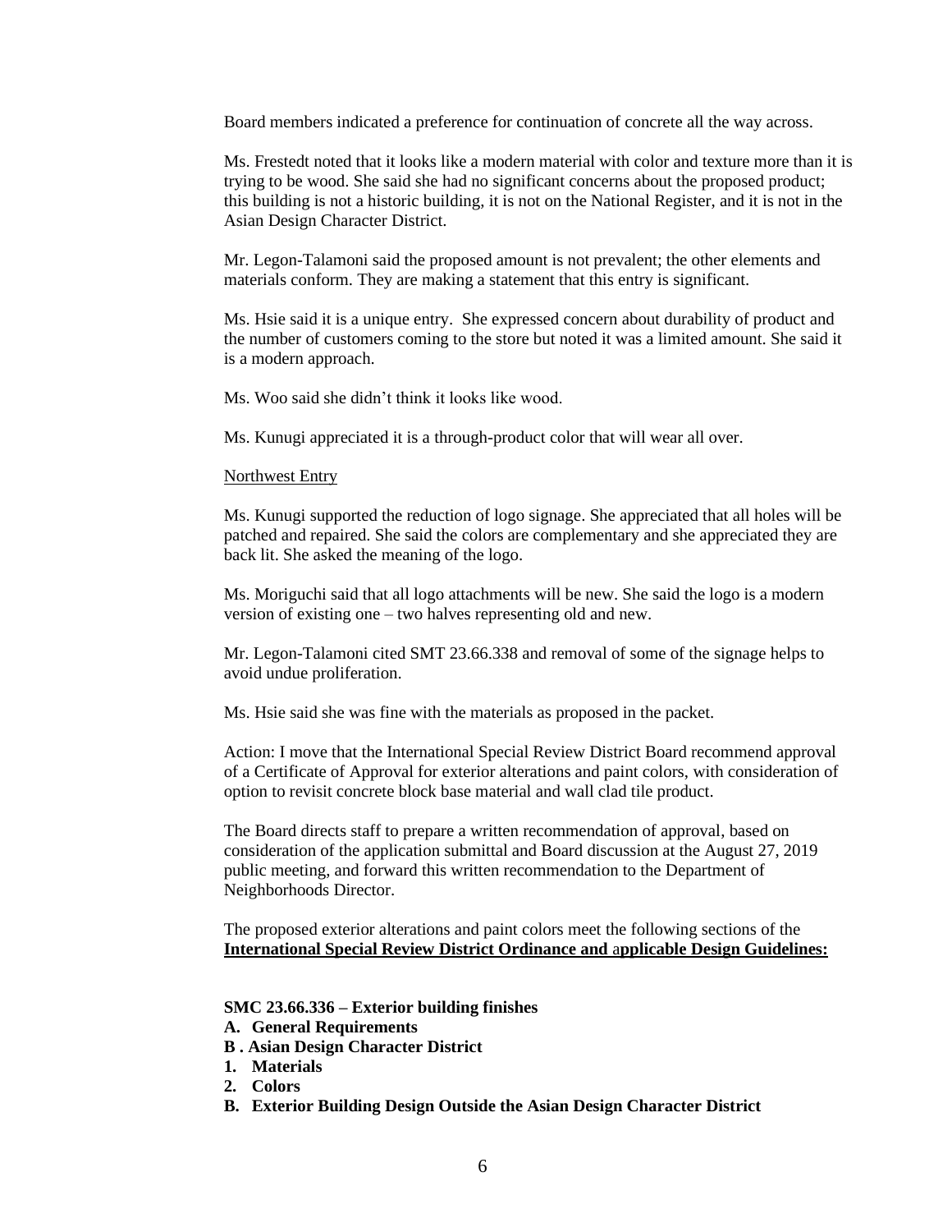Board members indicated a preference for continuation of concrete all the way across.

Ms. Frestedt noted that it looks like a modern material with color and texture more than it is trying to be wood. She said she had no significant concerns about the proposed product; this building is not a historic building, it is not on the National Register, and it is not in the Asian Design Character District.

Mr. Legon-Talamoni said the proposed amount is not prevalent; the other elements and materials conform. They are making a statement that this entry is significant.

Ms. Hsie said it is a unique entry. She expressed concern about durability of product and the number of customers coming to the store but noted it was a limited amount. She said it is a modern approach.

Ms. Woo said she didn't think it looks like wood.

Ms. Kunugi appreciated it is a through-product color that will wear all over.

<u>Northwest Entry</u>

Ms. Kunugi supported the reduction of logo signage. She appreciated that all holes will be patched and repaired. She said the colors are complementary and she appreciated they are back lit. She asked the meaning of the logo.

Ms. Moriguchi said that all logo attachments will be new. She said the logo is a modern version of existing one – two halves representing old and new.

Mr. Legon-Talamoni cited SMT 23.66.338 and removal of some of the signage helps to avoid undue proliferation.

Ms. Hsie said she was fine with the materials as proposed in the packet.

Action: I move that the International Special Review District Board recommend approval of a Certificate of Approval for exterior alterations and paint colors, with consideration of option to revisit concrete block base material and wall clad tile product.

The Board directs staff to prepare a written recommendation of approval, based on consideration of the application submittal and Board discussion at the August 27, 2019 public meeting, and forward this written recommendation to the Department of Neighborhoods Director.

The proposed exterior alterations and paint colors meet the following sections of the **<u>International Special Review District Ordinance and applicable Design Guidelines:</u>**

**SMC 23.66.336 – Exterior building finishes**

**A. General Requirements**

**B . Asian Design Character District**

**1. Materials**

**2. Colors**

**B. Exterior Building Design Outside the Asian Design Character District**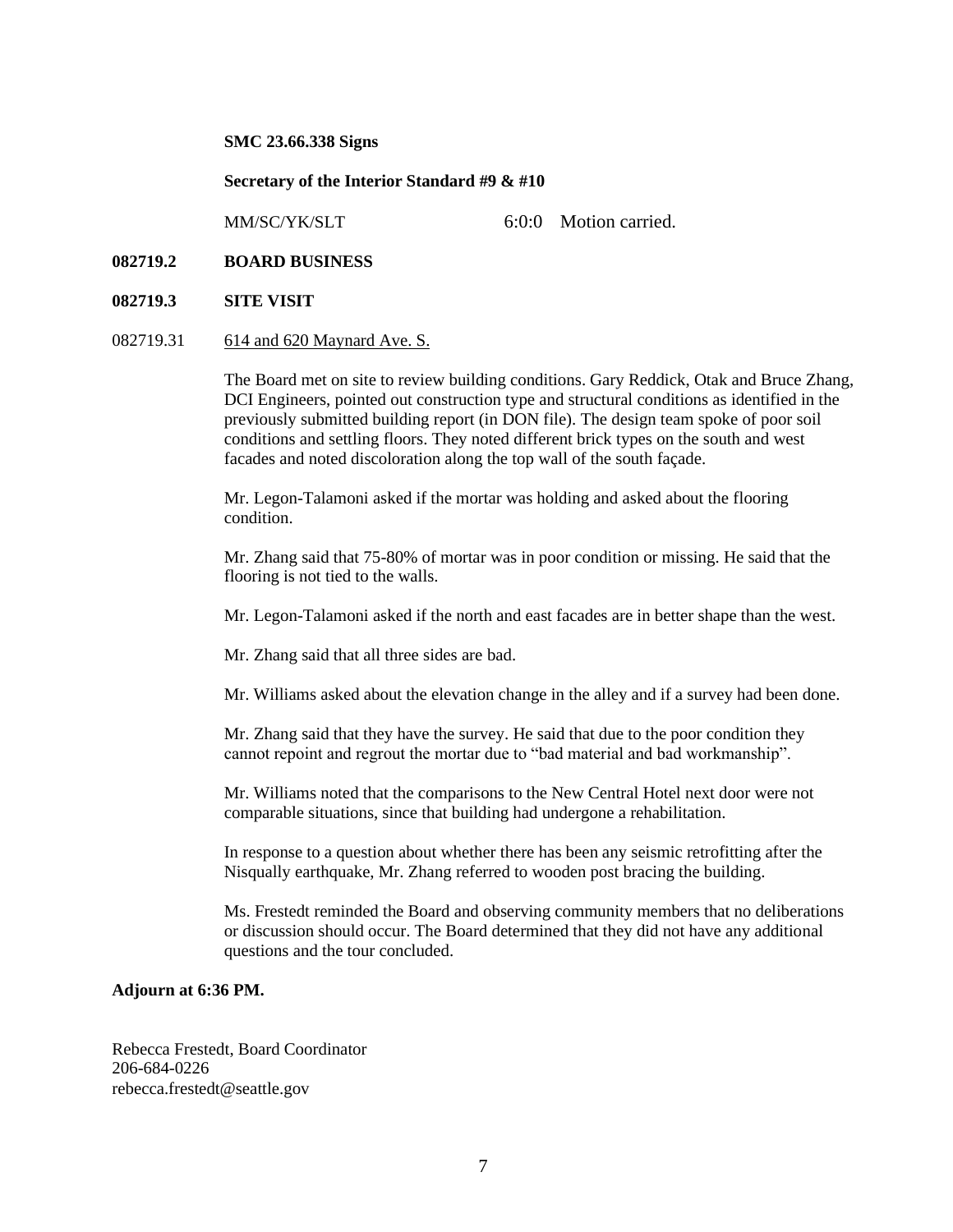**SMC 23.66.338 Signs**

**Secretary of the Interior Standard #9 & #10**

MM/SC/YK/SLT 6:0:0 Motion carried.

**082719.2 BOARD BUSINESS**

**082719.3 SITE VISIT**

082719.31 614 and 620 Maynard Ave. S.

The Board met on site to review building conditions. Gary Reddick, Otak and Bruce Zhang, DCI Engineers, pointed out construction type and structural conditions as identified in the previously submitted building report (in DON file). The design team spoke of poor soil conditions and settling floors. They noted different brick types on the south and west facades and noted discoloration along the top wall of the south façade.

Mr. Legon-Talamoni asked if the mortar was holding and asked about the flooring condition.

Mr. Zhang said that 75-80% of mortar was in poor condition or missing. He said that the flooring is not tied to the walls.

Mr. Legon-Talamoni asked if the north and east facades are in better shape than the west.

Mr. Zhang said that all three sides are bad.

Mr. Williams asked about the elevation change in the alley and if a survey had been done.

Mr. Zhang said that they have the survey. He said that due to the poor condition they cannot repoint and regrout the mortar due to "bad material and bad workmanship".

Mr. Williams noted that the comparisons to the New Central Hotel next door were not comparable situations, since that building had undergone a rehabilitation.

In response to a question about whether there has been any seismic retrofitting after the Nisqually earthquake, Mr. Zhang referred to wooden post bracing the building.

Ms. Frestedt reminded the Board and observing community members that no deliberations or discussion should occur. The Board determined that they did not have any additional questions and the tour concluded.

**Adjourn at 6:36 PM.**

Rebecca Frestedt, Board Coordinator
206-684-0226
rebecca.frestedt@seattle.gov